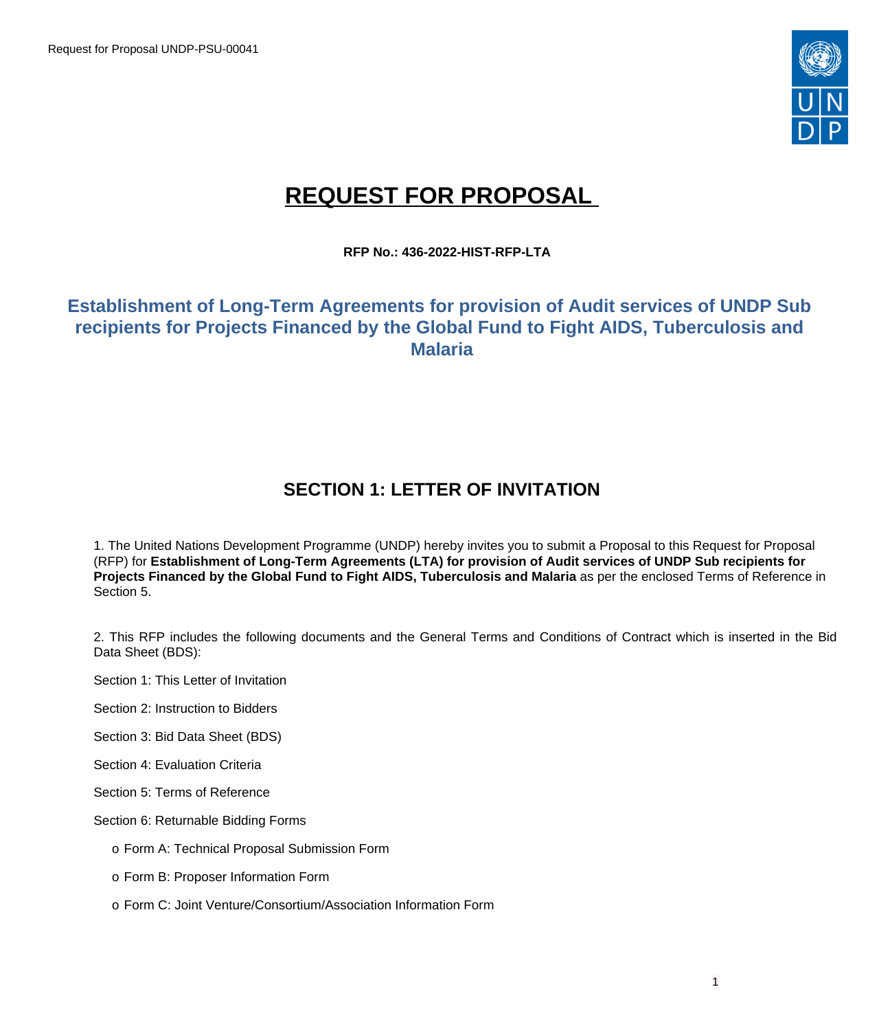# REQUEST FOR PROPOSAL

**RFP No.: 436-2022-HIST-RFP-LTA**

## Establishment of Long-Term Agreements for provision of Audit services of UNDP Sub recipients for Projects Financed by the Global Fund to Fight AIDS, Tuberculosis and Malaria

## SECTION 1: LETTER OF INVITATION

1. The United Nations Development Programme (UNDP) hereby invites you to submit a Proposal to this Request for Proposal (RFP) for **Establishment of Long-Term Agreements (LTA) for provision of Audit services of UNDP Sub recipients for Projects Financed by the Global Fund to Fight AIDS, Tuberculosis and Malaria** as per the enclosed Terms of Reference in Section 5.

2. This RFP includes the following documents and the General Terms and Conditions of Contract which is inserted in the Bid Data Sheet (BDS):

Section 1: This Letter of Invitation

Section 2: Instruction to Bidders

Section 3: Bid Data Sheet (BDS)

Section 4: Evaluation Criteria

Section 5: Terms of Reference

Section 6: Returnable Bidding Forms

- Form A: Technical Proposal Submission Form
- Form B: Proposer Information Form
- Form C: Joint Venture/Consortium/Association Information Form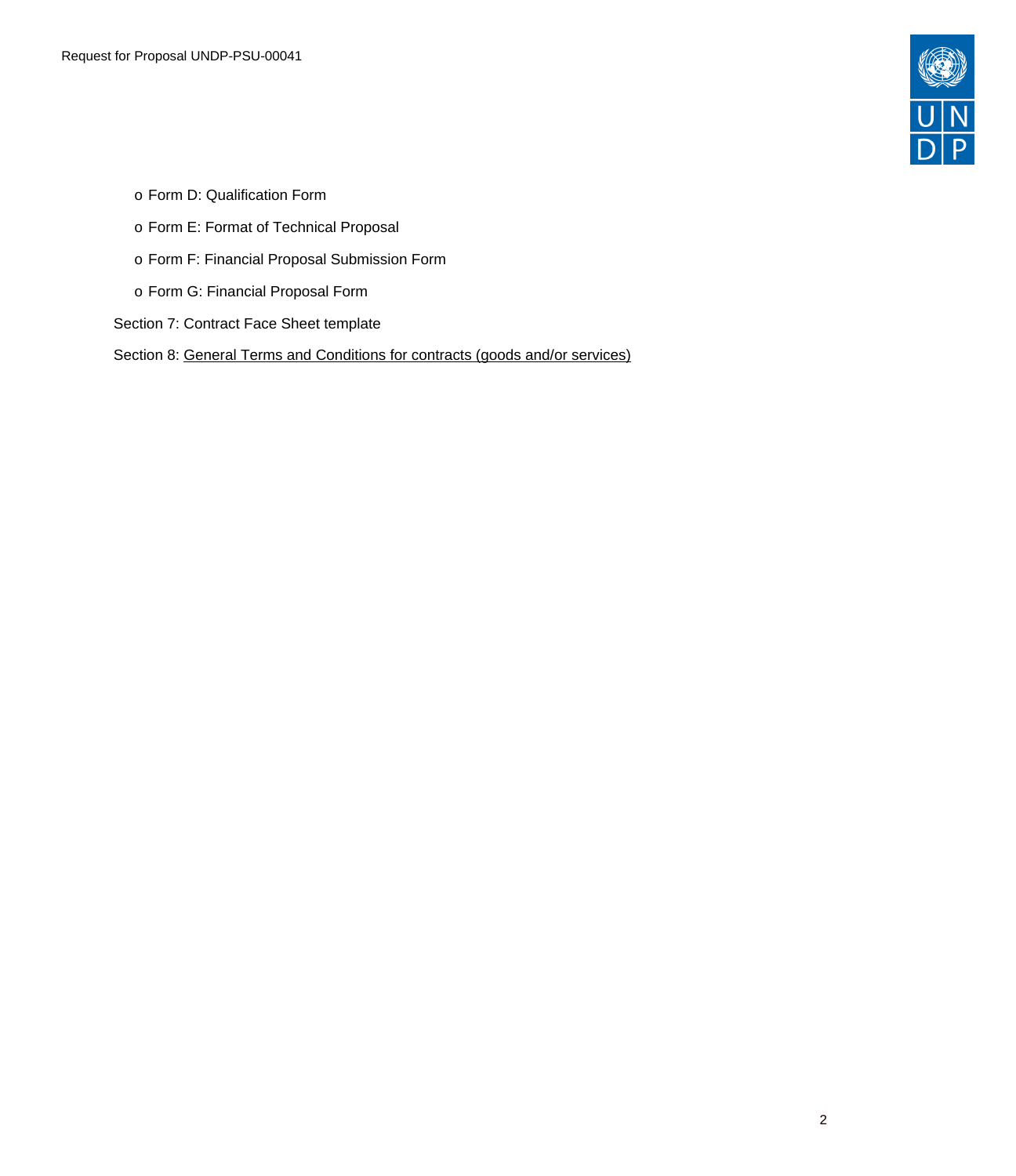- Form D: Qualification Form
- Form E: Format of Technical Proposal
- Form F: Financial Proposal Submission Form
- Form G: Financial Proposal Form

Section 7: Contract Face Sheet template

Section 8: General Terms and Conditions for contracts (goods and/or services)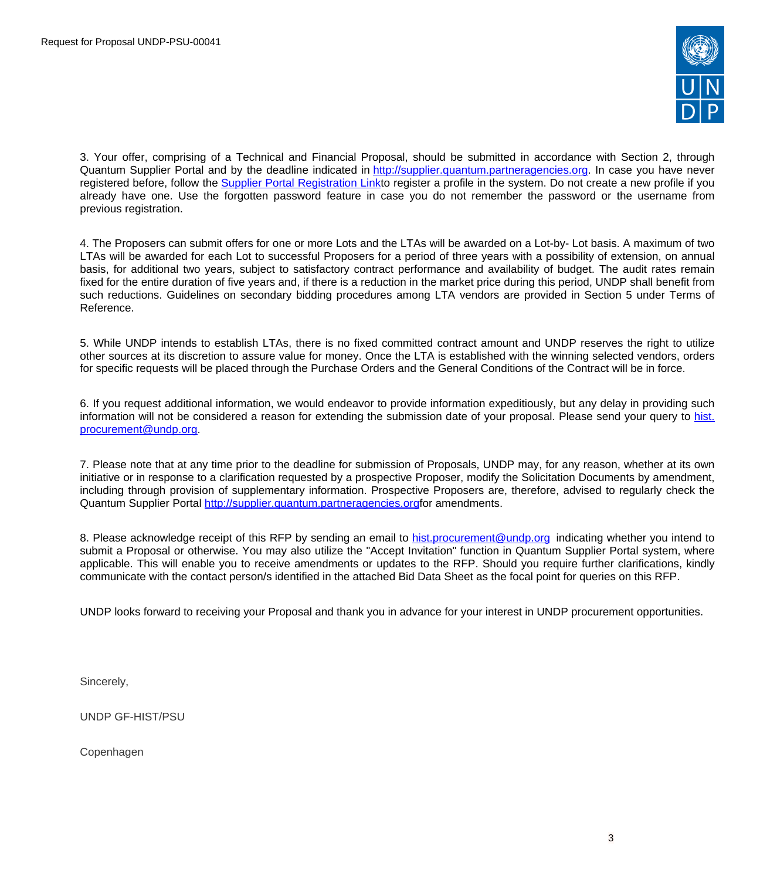3. Your offer, comprising of a Technical and Financial Proposal, should be submitted in accordance with Section 2, through Quantum Supplier Portal and by the deadline indicated in [http://supplier.quantum.partneragencies.org](http://supplier.quantum.partneragencies.org). In case you have never registered before, follow the [Supplier Portal Registration Link](#)to register a profile in the system. Do not create a new profile if you already have one. Use the forgotten password feature in case you do not remember the password or the username from previous registration.

4. The Proposers can submit offers for one or more Lots and the LTAs will be awarded on a Lot-by- Lot basis. A maximum of two LTAs will be awarded for each Lot to successful Proposers for a period of three years with a possibility of extension, on annual basis, for additional two years, subject to satisfactory contract performance and availability of budget. The audit rates remain fixed for the entire duration of five years and, if there is a reduction in the market price during this period, UNDP shall benefit from such reductions. Guidelines on secondary bidding procedures among LTA vendors are provided in Section 5 under Terms of Reference.

5. While UNDP intends to establish LTAs, there is no fixed committed contract amount and UNDP reserves the right to utilize other sources at its discretion to assure value for money. Once the LTA is established with the winning selected vendors, orders for specific requests will be placed through the Purchase Orders and the General Conditions of the Contract will be in force.

6. If you request additional information, we would endeavor to provide information expeditiously, but any delay in providing such information will not be considered a reason for extending the submission date of your proposal. Please send your query to [hist.procurement@undp.org](mailto:hist.procurement@undp.org).

7. Please note that at any time prior to the deadline for submission of Proposals, UNDP may, for any reason, whether at its own initiative or in response to a clarification requested by a prospective Proposer, modify the Solicitation Documents by amendment, including through provision of supplementary information. Prospective Proposers are, therefore, advised to regularly check the Quantum Supplier Portal [http://supplier.quantum.partneragencies.org](http://supplier.quantum.partneragencies.org)for amendments.

8. Please acknowledge receipt of this RFP by sending an email to [hist.procurement@undp.org](mailto:hist.procurement@undp.org) indicating whether you intend to submit a Proposal or otherwise. You may also utilize the "Accept Invitation" function in Quantum Supplier Portal system, where applicable. This will enable you to receive amendments or updates to the RFP. Should you require further clarifications, kindly communicate with the contact person/s identified in the attached Bid Data Sheet as the focal point for queries on this RFP.

UNDP looks forward to receiving your Proposal and thank you in advance for your interest in UNDP procurement opportunities.

Sincerely,

UNDP GF-HIST/PSU

Copenhagen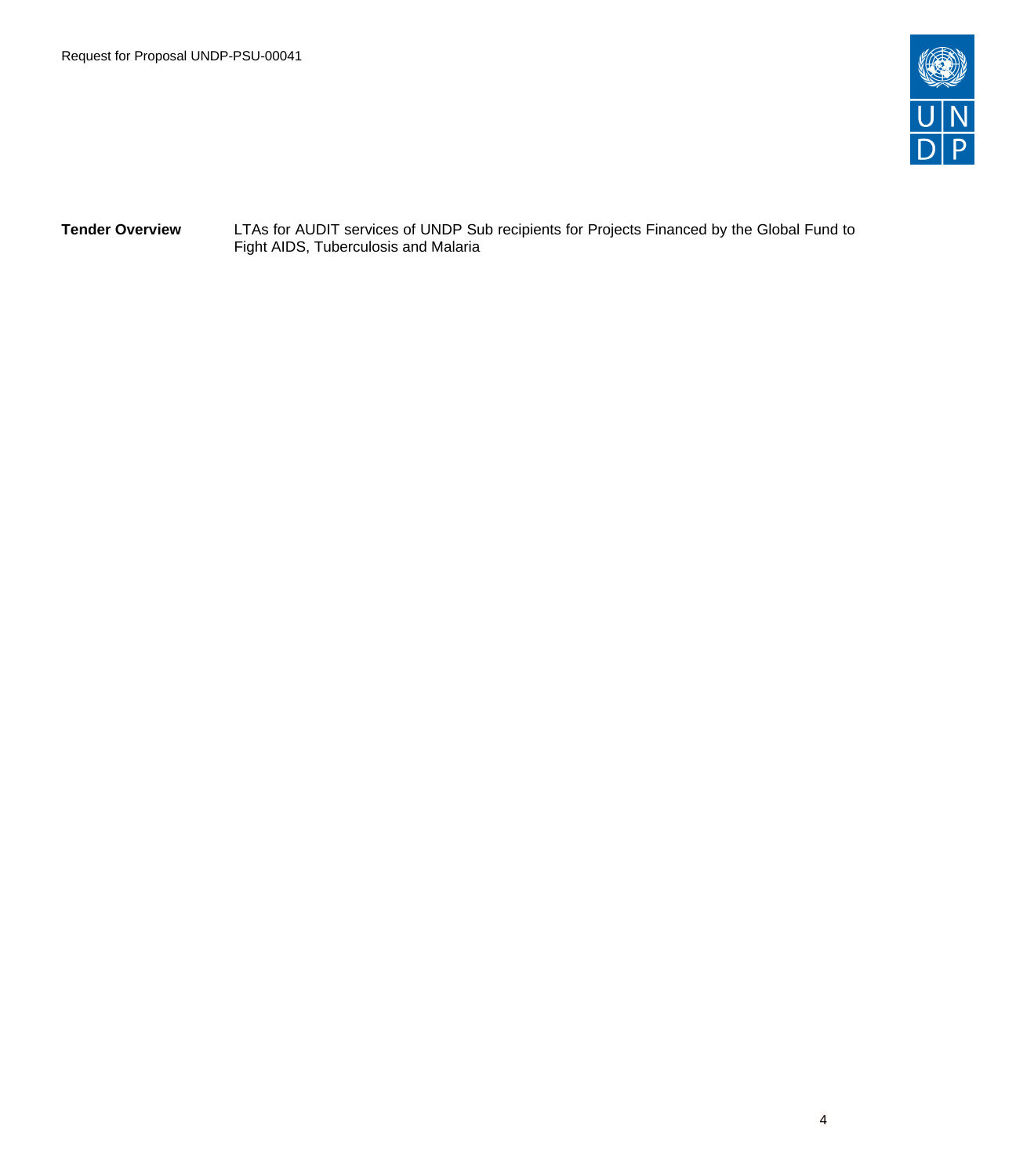| **Tender Overview** | LTAs for AUDIT services of UNDP Sub recipients for Projects Financed by the Global Fund to Fight AIDS, Tuberculosis and Malaria |
| --- | --- |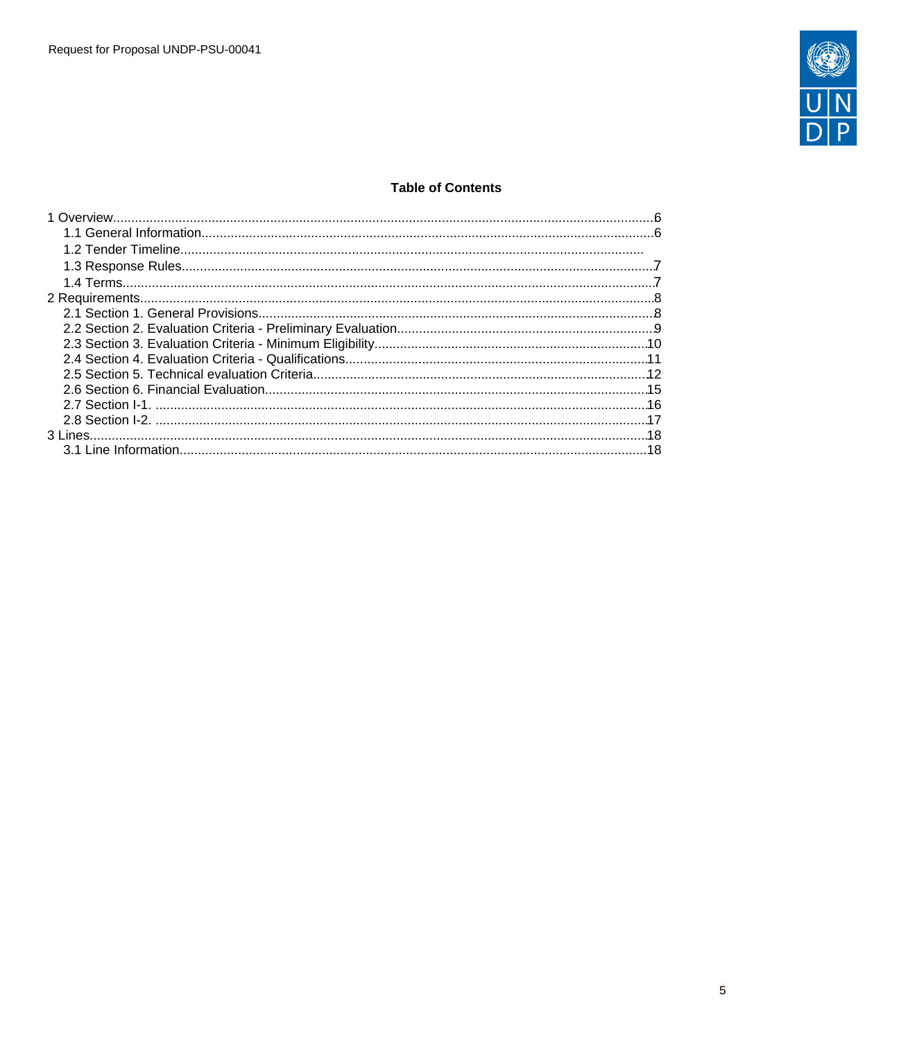**Table of Contents**

1 Overview.......................................................................................................................................6
- 1.1 General Information...............................................................................................................6
- 1.2 Tender Timeline..............................................................................................................
- 1.3 Response Rules....................................................................................................................7
- 1.4 Terms....................................................................................................................................7

2 Requirements................................................................................................................................8
- 2.1 Section 1. General Provisions...............................................................................................8
- 2.2 Section 2. Evaluation Criteria - Preliminary Evaluation.........................................................9
- 2.3 Section 3. Evaluation Criteria - Minimum Eligibility.............................................................10
- 2.4 Section 4. Evaluation Criteria - Qualifications.....................................................................11
- 2.5 Section 5. Technical evaluation Criteria..............................................................................12
- 2.6 Section 6. Financial Evaluation...........................................................................................15
- 2.7 Section I-1. ..........................................................................................................................16
- 2.8 Section I-2. ..........................................................................................................................17

3 Lines...........................................................................................................................................18
- 3.1 Line Information...................................................................................................................18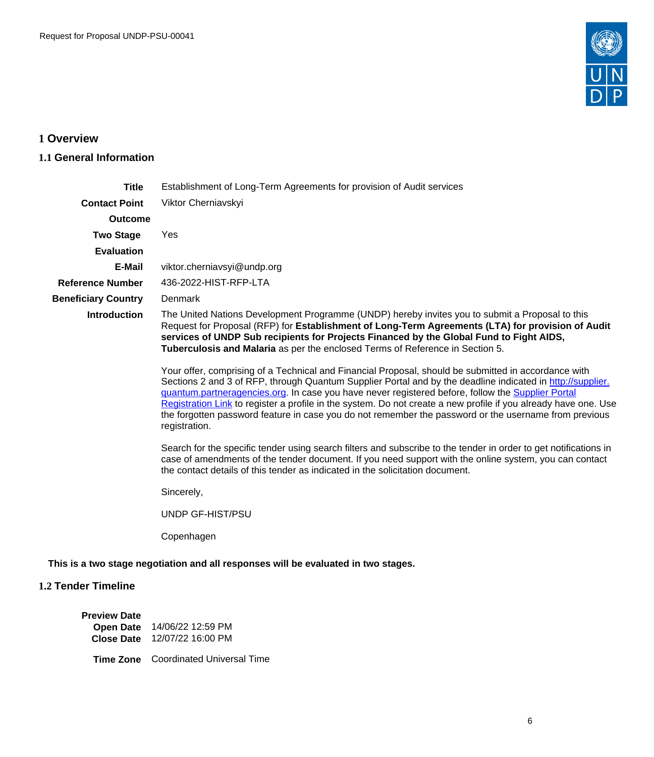# 1 Overview

## 1.1 General Information

| | |
|---|---|
| **Title** | Establishment of Long-Term Agreements for provision of Audit services |
| **Contact Point** | Viktor Cherniavskyi |
| **Outcome** | |
| **Two Stage** | Yes |
| **Evaluation** | |
| **E-Mail** | viktor.cherniavsyi@undp.org |
| **Reference Number** | 436-2022-HIST-RFP-LTA |
| **Beneficiary Country** | Denmark |
| **Introduction** | The United Nations Development Programme (UNDP) hereby invites you to submit a Proposal to this Request for Proposal (RFP) for **Establishment of Long-Term Agreements (LTA) for provision of Audit services of UNDP Sub recipients for Projects Financed by the Global Fund to Fight AIDS, Tuberculosis and Malaria** as per the enclosed Terms of Reference in Section 5.<br><br>Your offer, comprising of a Technical and Financial Proposal, should be submitted in accordance with Sections 2 and 3 of RFP, through Quantum Supplier Portal and by the deadline indicated in [http://supplier.quantum.partneragencies.org](http://supplier.quantum.partneragencies.org). In case you have never registered before, follow the Supplier Portal Registration Link to register a profile in the system. Do not create a new profile if you already have one. Use the forgotten password feature in case you do not remember the password or the username from previous registration.<br><br>Search for the specific tender using search filters and subscribe to the tender in order to get notifications in case of amendments of the tender document. If you need support with the online system, you can contact the contact details of this tender as indicated in the solicitation document.<br><br>Sincerely,<br><br>UNDP GF-HIST/PSU<br><br>Copenhagen |

**This is a two stage negotiation and all responses will be evaluated in two stages.**

## 1.2 Tender Timeline

| | |
|---|---|
| **Preview Date** | |
| **Open Date** | 14/06/22 12:59 PM |
| **Close Date** | 12/07/22 16:00 PM |
| **Time Zone** | Coordinated Universal Time |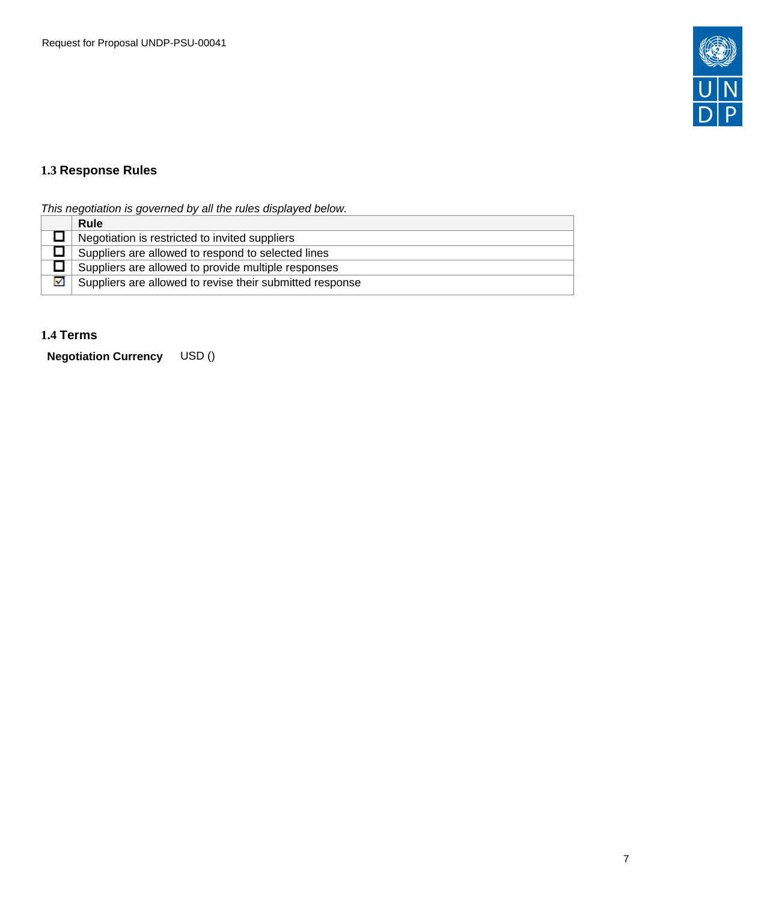### 1.3 Response Rules

*This negotiation is governed by all the rules displayed below.*

| | Rule |
|---|---|
| ☐ | Negotiation is restricted to invited suppliers |
| ☐ | Suppliers are allowed to respond to selected lines |
| ☐ | Suppliers are allowed to provide multiple responses |
| ☑ | Suppliers are allowed to revise their submitted response |

### 1.4 Terms

**Negotiation Currency** USD ()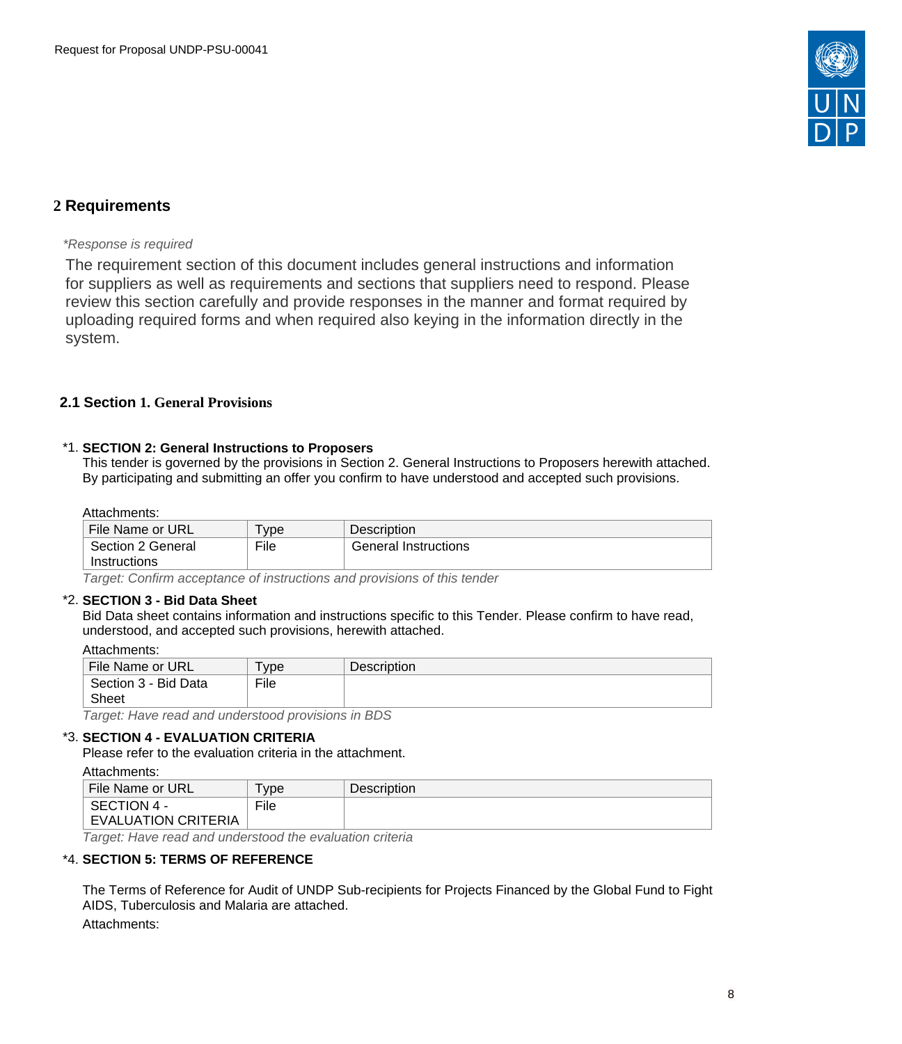## 2 Requirements

*\*Response is required*

The requirement section of this document includes general instructions and information for suppliers as well as requirements and sections that suppliers need to respond. Please review this section carefully and provide responses in the manner and format required by uploading required forms and when required also keying in the information directly in the system.

### 2.1 Section 1. General Provisions

*1. **SECTION 2: General Instructions to Proposers**

This tender is governed by the provisions in Section 2. General Instructions to Proposers herewith attached. By participating and submitting an offer you confirm to have understood and accepted such provisions.

Attachments:

| File Name or URL | Type | Description |
|---|---|---|
| Section 2 General Instructions | File | General Instructions |

*Target: Confirm acceptance of instructions and provisions of this tender*

*2. **SECTION 3 - Bid Data Sheet**

Bid Data sheet contains information and instructions specific to this Tender. Please confirm to have read, understood, and accepted such provisions, herewith attached.

Attachments:

| File Name or URL | Type | Description |
|---|---|---|
| Section 3 - Bid Data Sheet | File | |

*Target: Have read and understood provisions in BDS*

*3. **SECTION 4 - EVALUATION CRITERIA**

Please refer to the evaluation criteria in the attachment.

Attachments:

| File Name or URL | Type | Description |
|---|---|---|
| SECTION 4 - EVALUATION CRITERIA | File | |

*Target: Have read and understood the evaluation criteria*

*4. **SECTION 5: TERMS OF REFERENCE**

The Terms of Reference for Audit of UNDP Sub-recipients for Projects Financed by the Global Fund to Fight AIDS, Tuberculosis and Malaria are attached.

Attachments: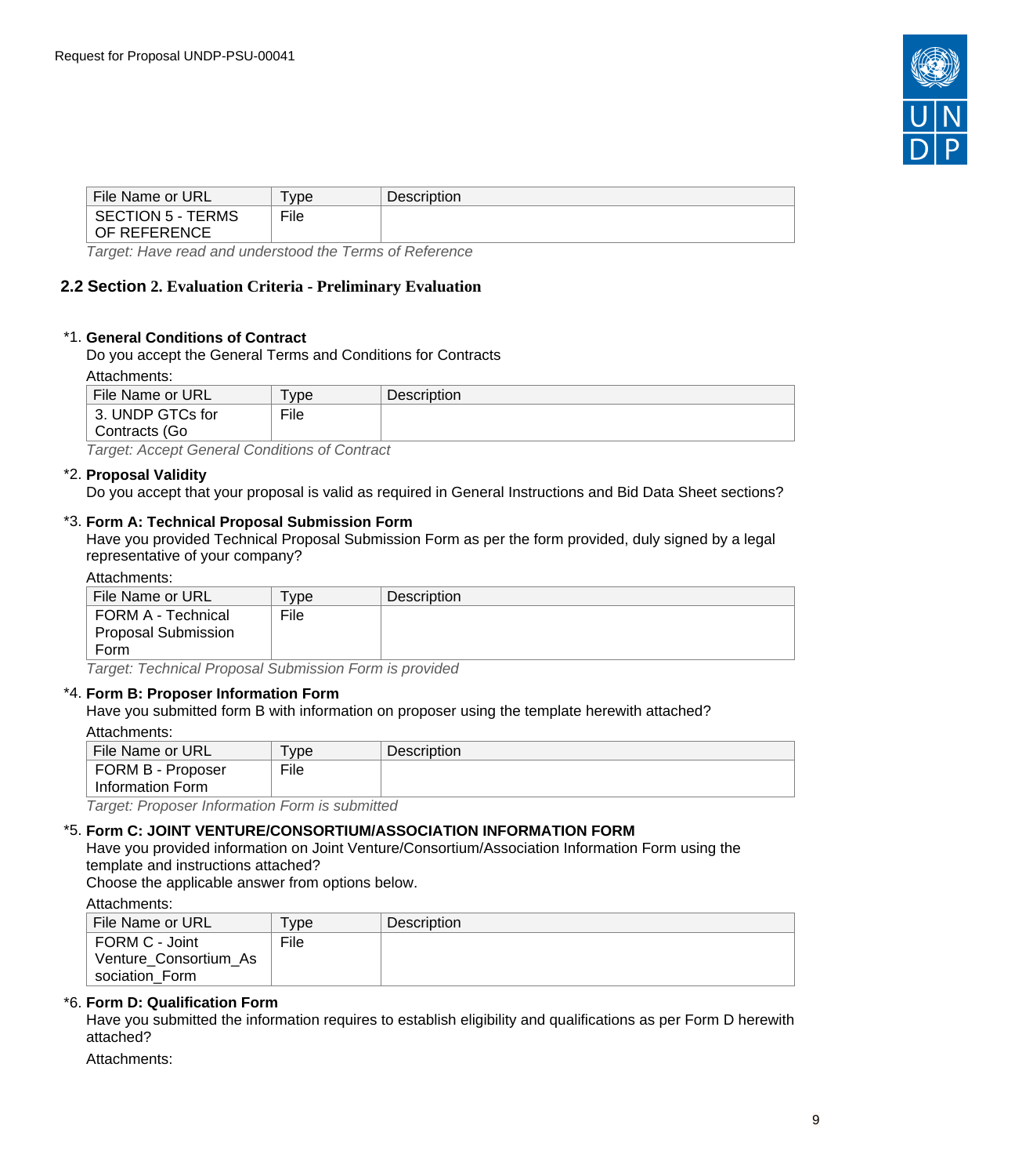| File Name or URL | Type | Description |
|---|---|---|
| SECTION 5 - TERMS OF REFERENCE | File | |

*Target: Have read and understood the Terms of Reference*

## 2.2 Section 2. Evaluation Criteria - Preliminary Evaluation

*1. **General Conditions of Contract**

Do you accept the General Terms and Conditions for Contracts

Attachments:

| File Name or URL | Type | Description |
|---|---|---|
| 3. UNDP GTCs for Contracts (Go | File | |

*Target: Accept General Conditions of Contract*

*2. **Proposal Validity**

Do you accept that your proposal is valid as required in General Instructions and Bid Data Sheet sections?

*3. **Form A: Technical Proposal Submission Form**

Have you provided Technical Proposal Submission Form as per the form provided, duly signed by a legal representative of your company?

Attachments:

| File Name or URL | Type | Description |
|---|---|---|
| FORM A - Technical Proposal Submission Form | File | |

*Target: Technical Proposal Submission Form is provided*

*4. **Form B: Proposer Information Form**

Have you submitted form B with information on proposer using the template herewith attached?

Attachments:

| File Name or URL | Type | Description |
|---|---|---|
| FORM B - Proposer Information Form | File | |

*Target: Proposer Information Form is submitted*

*5. **Form C: JOINT VENTURE/CONSORTIUM/ASSOCIATION INFORMATION FORM**

Have you provided information on Joint Venture/Consortium/Association Information Form using the template and instructions attached?

Choose the applicable answer from options below.

Attachments:

| File Name or URL | Type | Description |
|---|---|---|
| FORM C - Joint Venture_Consortium_Association_Form | File | |

*6. **Form D: Qualification Form**

Have you submitted the information requires to establish eligibility and qualifications as per Form D herewith attached?

Attachments: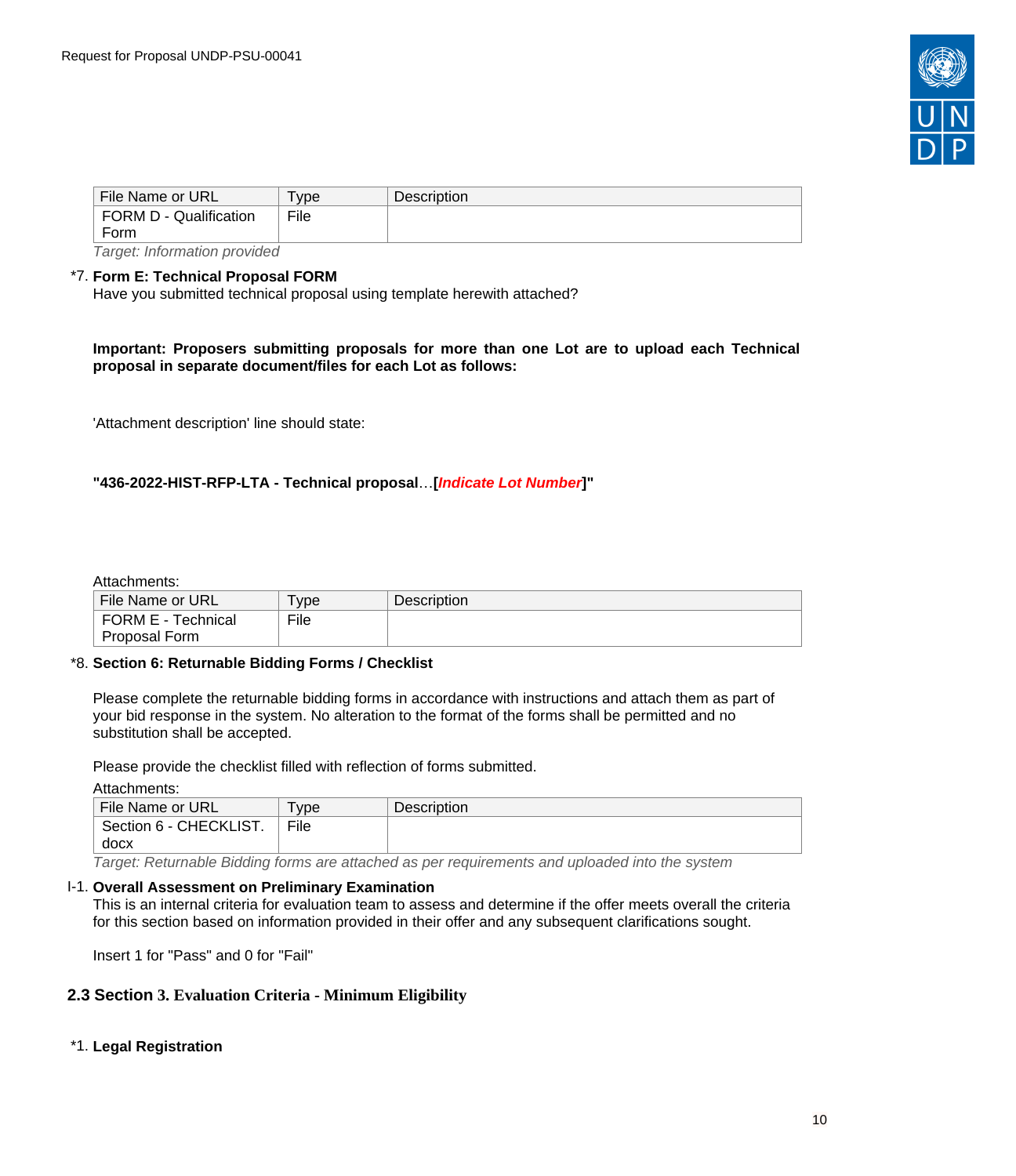| File Name or URL | Type | Description |
|---|---|---|
| FORM D - Qualification Form | File | |

*Target: Information provided*

*7. **Form E: Technical Proposal FORM**

Have you submitted technical proposal using template herewith attached?

**Important: Proposers submitting proposals for more than one Lot are to upload each Technical proposal in separate document/files for each Lot as follows:**

'Attachment description' line should state:

**"436-2022-HIST-RFP-LTA - Technical proposal**…**[*Indicate Lot Number*]"**

Attachments:

| File Name or URL | Type | Description |
|---|---|---|
| FORM E - Technical Proposal Form | File | |

*8. **Section 6: Returnable Bidding Forms / Checklist**

Please complete the returnable bidding forms in accordance with instructions and attach them as part of your bid response in the system. No alteration to the format of the forms shall be permitted and no substitution shall be accepted.

Please provide the checklist filled with reflection of forms submitted.

Attachments:

| File Name or URL | Type | Description |
|---|---|---|
| Section 6 - CHECKLIST.docx | File | |

*Target: Returnable Bidding forms are attached as per requirements and uploaded into the system*

I-1. **Overall Assessment on Preliminary Examination**

This is an internal criteria for evaluation team to assess and determine if the offer meets overall the criteria for this section based on information provided in their offer and any subsequent clarifications sought.

Insert 1 for "Pass" and 0 for "Fail"

## 2.3 Section 3. Evaluation Criteria - Minimum Eligibility

*1. **Legal Registration**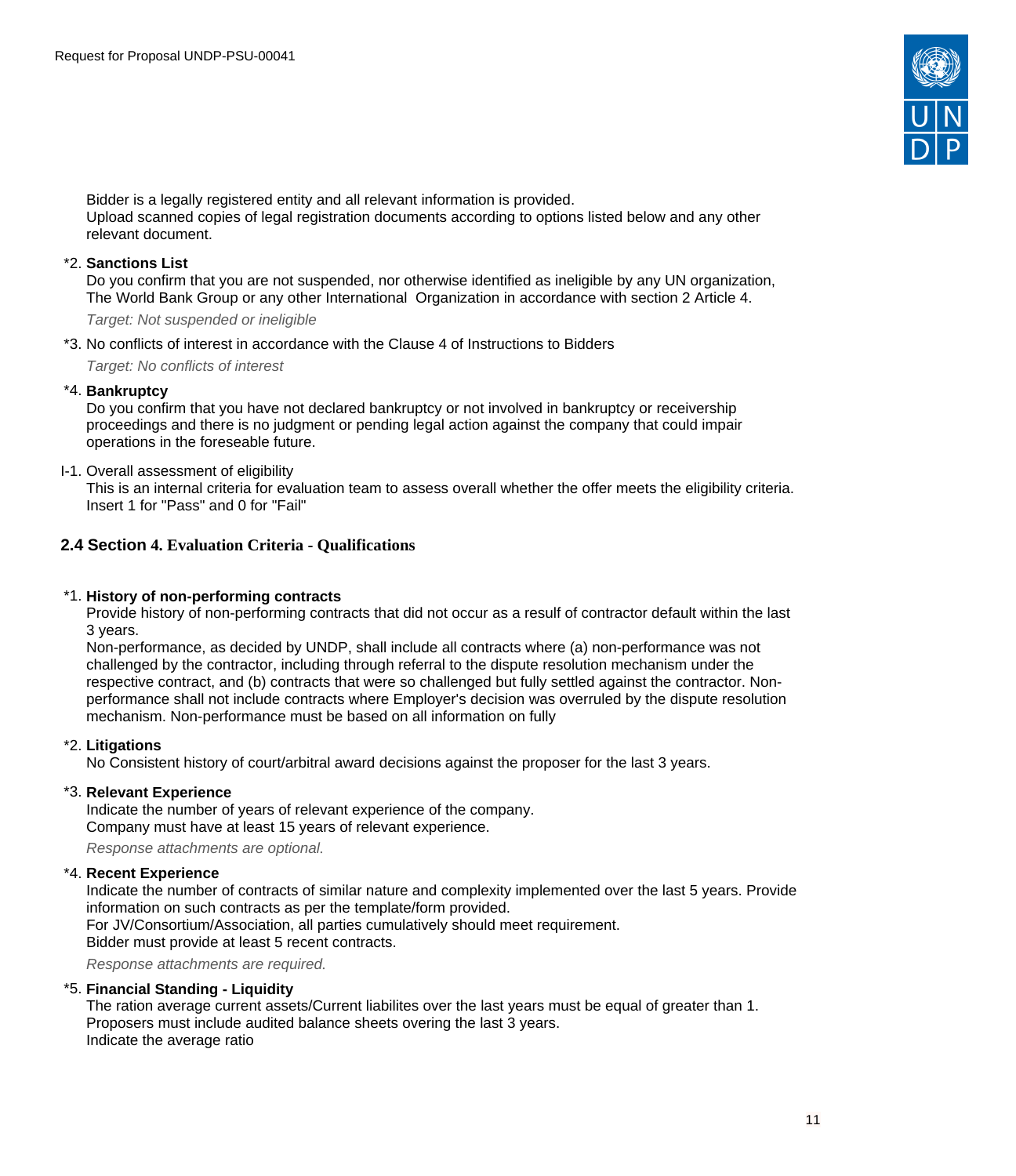Bidder is a legally registered entity and all relevant information is provided.
Upload scanned copies of legal registration documents according to options listed below and any other relevant document.

*2. **Sanctions List**
Do you confirm that you are not suspended, nor otherwise identified as ineligible by any UN organization, The World Bank Group or any other International Organization in accordance with section 2 Article 4.

*Target: Not suspended or ineligible*

*3. No conflicts of interest in accordance with the Clause 4 of Instructions to Bidders

*Target: No conflicts of interest*

*4. **Bankruptcy**
Do you confirm that you have not declared bankruptcy or not involved in bankruptcy or receivership proceedings and there is no judgment or pending legal action against the company that could impair operations in the foreseeable future.

I-1. Overall assessment of eligibility
This is an internal criteria for evaluation team to assess overall whether the offer meets the eligibility criteria. Insert 1 for "Pass" and 0 for "Fail"

## 2.4 Section 4. Evaluation Criteria - Qualifications

*1. **History of non-performing contracts**
Provide history of non-performing contracts that did not occur as a resulf of contractor default within the last 3 years.
Non-performance, as decided by UNDP, shall include all contracts where (a) non-performance was not challenged by the contractor, including through referral to the dispute resolution mechanism under the respective contract, and (b) contracts that were so challenged but fully settled against the contractor. Non-performance shall not include contracts where Employer's decision was overruled by the dispute resolution mechanism. Non-performance must be based on all information on fully

*2. **Litigations**
No Consistent history of court/arbitral award decisions against the proposer for the last 3 years.

*3. **Relevant Experience**
Indicate the number of years of relevant experience of the company.
Company must have at least 15 years of relevant experience.

*Response attachments are optional.*

*4. **Recent Experience**
Indicate the number of contracts of similar nature and complexity implemented over the last 5 years. Provide information on such contracts as per the template/form provided.
For JV/Consortium/Association, all parties cumulatively should meet requirement.
Bidder must provide at least 5 recent contracts.

*Response attachments are required.*

*5. **Financial Standing - Liquidity**
The ration average current assets/Current liabilites over the last years must be equal of greater than 1.
Proposers must include audited balance sheets overing the last 3 years.
Indicate the average ratio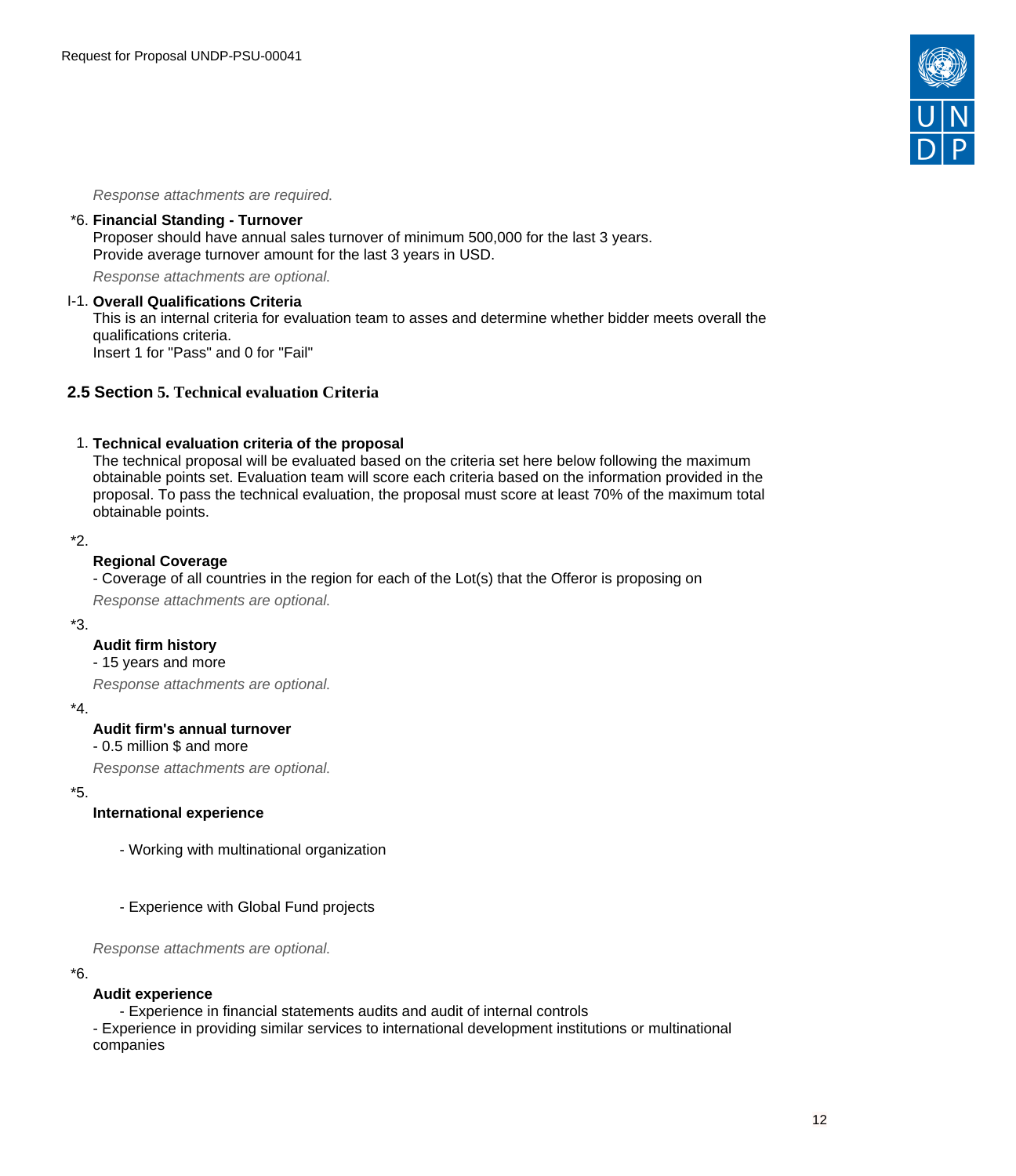*Response attachments are required.*

*6. **Financial Standing - Turnover**
Proposer should have annual sales turnover of minimum 500,000 for the last 3 years.
Provide average turnover amount for the last 3 years in USD.

*Response attachments are optional.*

I-1. **Overall Qualifications Criteria**
This is an internal criteria for evaluation team to asses and determine whether bidder meets overall the qualifications criteria.
Insert 1 for "Pass" and 0 for "Fail"

## 2.5 Section 5. Technical evaluation Criteria

1. **Technical evaluation criteria of the proposal**
The technical proposal will be evaluated based on the criteria set here below following the maximum obtainable points set. Evaluation team will score each criteria based on the information provided in the proposal. To pass the technical evaluation, the proposal must score at least 70% of the maximum total obtainable points.

*2.

**Regional Coverage**

- Coverage of all countries in the region for each of the Lot(s) that the Offeror is proposing on

*Response attachments are optional.*

*3.

**Audit firm history**

- 15 years and more

*Response attachments are optional.*

*4.

**Audit firm's annual turnover**

- 0.5 million $ and more

*Response attachments are optional.*

*5.

**International experience**

- Working with multinational organization

- Experience with Global Fund projects

*Response attachments are optional.*

*6.

**Audit experience**

- Experience in financial statements audits and audit of internal controls
- Experience in providing similar services to international development institutions or multinational companies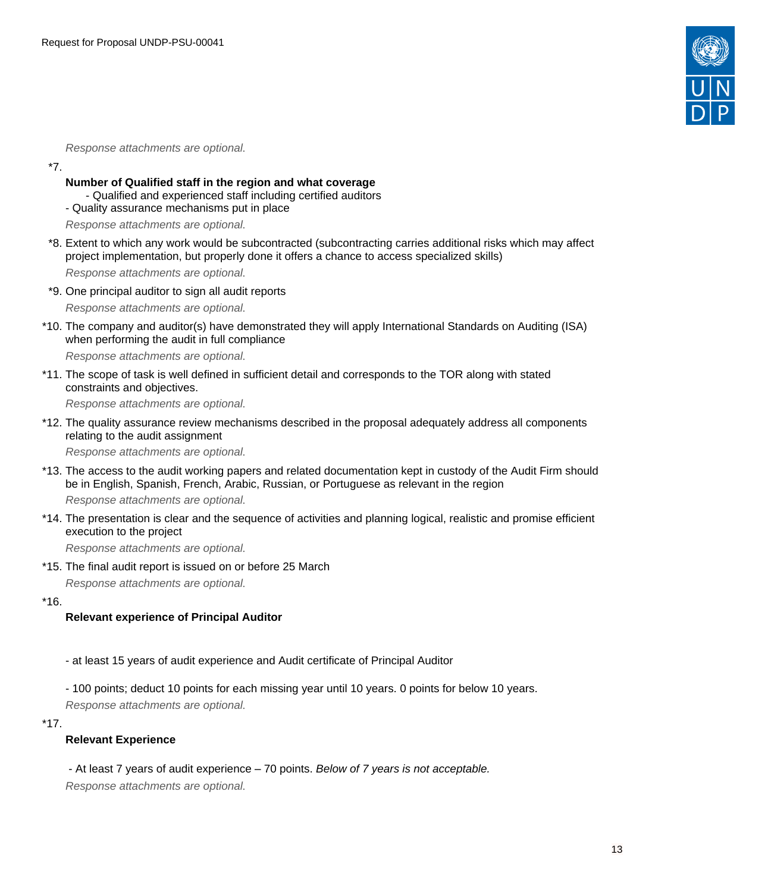*Response attachments are optional.*

*7.

**Number of Qualified staff in the region and what coverage**
- Qualified and experienced staff including certified auditors
- Quality assurance mechanisms put in place

*Response attachments are optional.*

*8. Extent to which any work would be subcontracted (subcontracting carries additional risks which may affect project implementation, but properly done it offers a chance to access specialized skills)

*Response attachments are optional.*

*9. One principal auditor to sign all audit reports

*Response attachments are optional.*

*10. The company and auditor(s) have demonstrated they will apply International Standards on Auditing (ISA) when performing the audit in full compliance

*Response attachments are optional.*

*11. The scope of task is well defined in sufficient detail and corresponds to the TOR along with stated constraints and objectives.

*Response attachments are optional.*

*12. The quality assurance review mechanisms described in the proposal adequately address all components relating to the audit assignment

*Response attachments are optional.*

*13. The access to the audit working papers and related documentation kept in custody of the Audit Firm should be in English, Spanish, French, Arabic, Russian, or Portuguese as relevant in the region

*Response attachments are optional.*

*14. The presentation is clear and the sequence of activities and planning logical, realistic and promise efficient execution to the project

*Response attachments are optional.*

*15. The final audit report is issued on or before 25 March

*Response attachments are optional.*

*16.

**Relevant experience of Principal Auditor**

- at least 15 years of audit experience and Audit certificate of Principal Auditor

- 100 points; deduct 10 points for each missing year until 10 years. 0 points for below 10 years.

*Response attachments are optional.*

*17.

**Relevant Experience**

- At least 7 years of audit experience – 70 points. *Below of 7 years is not acceptable.*

*Response attachments are optional.*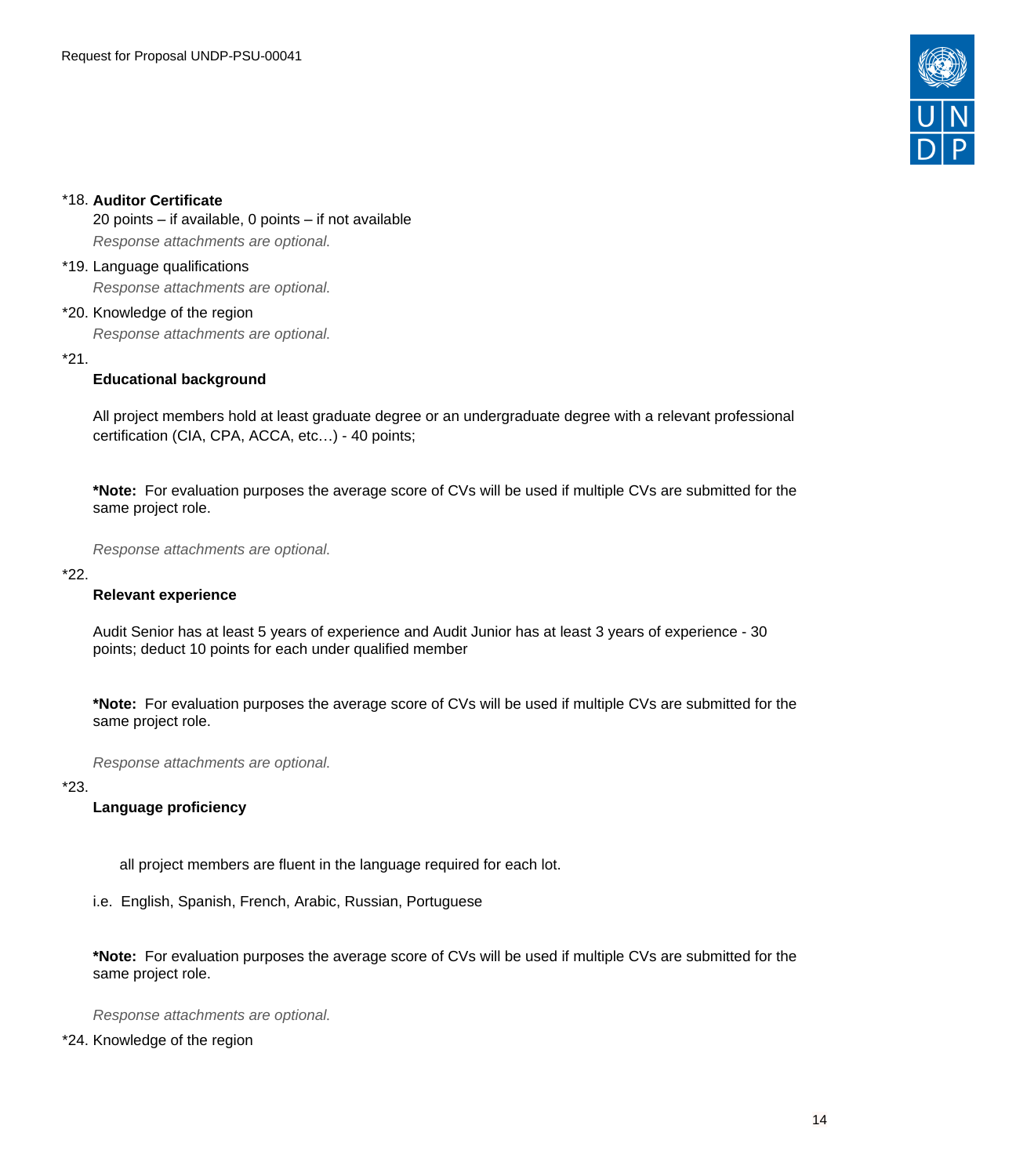*18. **Auditor Certificate**

20 points – if available, 0 points – if not available

*Response attachments are optional.*

*19. Language qualifications

*Response attachments are optional.*

*20. Knowledge of the region

*Response attachments are optional.*

*21.

**Educational background**

All project members hold at least graduate degree or an undergraduate degree with a relevant professional certification (CIA, CPA, ACCA, etc…) - 40 points;

***Note:** For evaluation purposes the average score of CVs will be used if multiple CVs are submitted for the same project role.

*Response attachments are optional.*

*22.

**Relevant experience**

Audit Senior has at least 5 years of experience and Audit Junior has at least 3 years of experience - 30 points; deduct 10 points for each under qualified member

***Note:** For evaluation purposes the average score of CVs will be used if multiple CVs are submitted for the same project role.

*Response attachments are optional.*

*23.

**Language proficiency**

all project members are fluent in the language required for each lot.

i.e. English, Spanish, French, Arabic, Russian, Portuguese

***Note:** For evaluation purposes the average score of CVs will be used if multiple CVs are submitted for the same project role.

*Response attachments are optional.*

*24. Knowledge of the region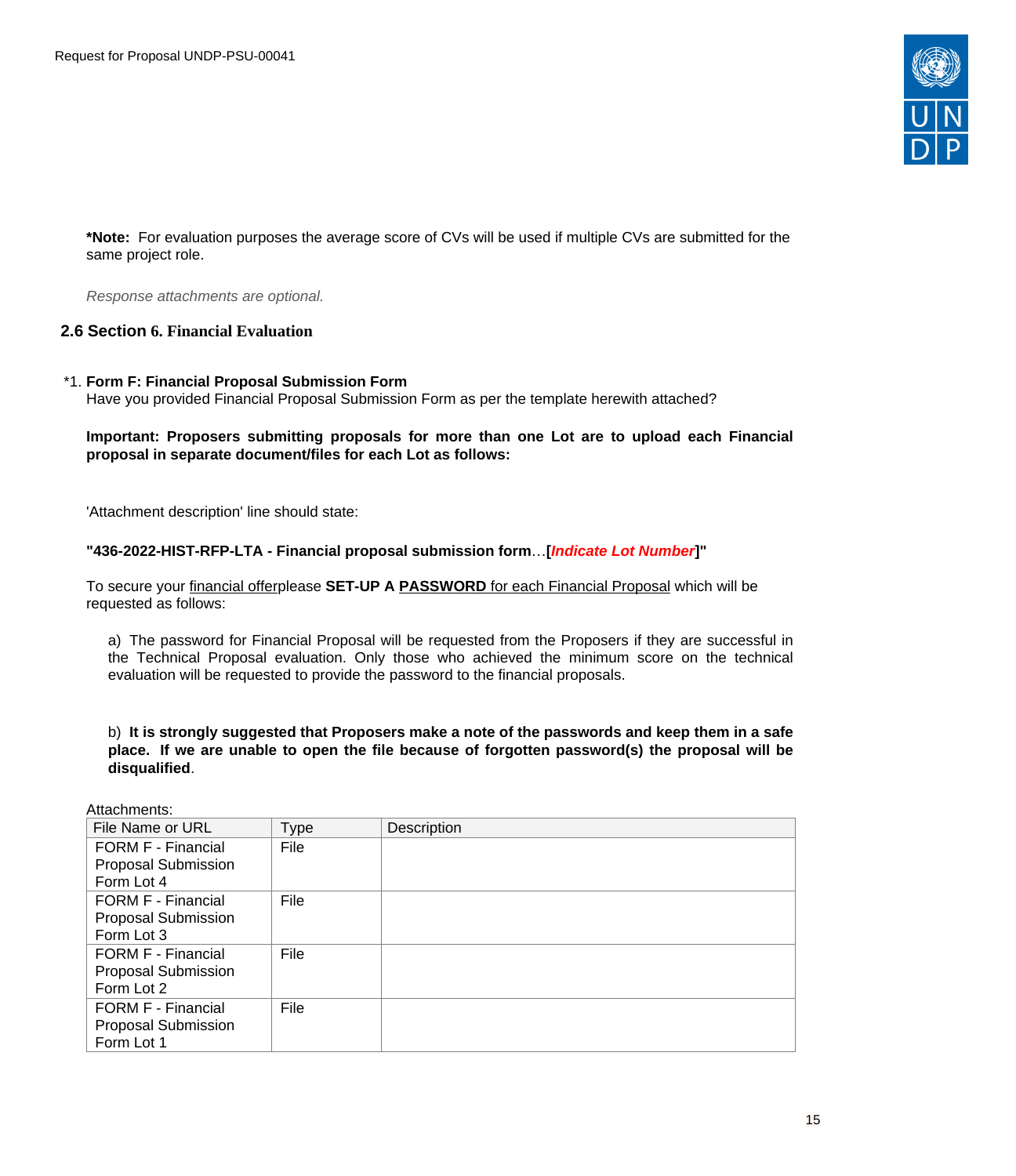**\*Note:** For evaluation purposes the average score of CVs will be used if multiple CVs are submitted for the same project role.

*Response attachments are optional.*

## 2.6 Section 6. Financial Evaluation

\*1. **Form F: Financial Proposal Submission Form**
Have you provided Financial Proposal Submission Form as per the template herewith attached?

**Important: Proposers submitting proposals for more than one Lot are to upload each Financial proposal in separate document/files for each Lot as follows:**

'Attachment description' line should state:

**"436-2022-HIST-RFP-LTA - Financial proposal submission form**…**[*Indicate Lot Number*]"**

To secure your financial offerplease **SET-UP A PASSWORD** for each Financial Proposal which will be requested as follows:

a) The password for Financial Proposal will be requested from the Proposers if they are successful in the Technical Proposal evaluation. Only those who achieved the minimum score on the technical evaluation will be requested to provide the password to the financial proposals.

b) **It is strongly suggested that Proposers make a note of the passwords and keep them in a safe place. If we are unable to open the file because of forgotten password(s) the proposal will be disqualified**.

Attachments:

| File Name or URL | Type | Description |
|---|---|---|
| FORM F - Financial Proposal Submission Form Lot 4 | File | |
| FORM F - Financial Proposal Submission Form Lot 3 | File | |
| FORM F - Financial Proposal Submission Form Lot 2 | File | |
| FORM F - Financial Proposal Submission Form Lot 1 | File | |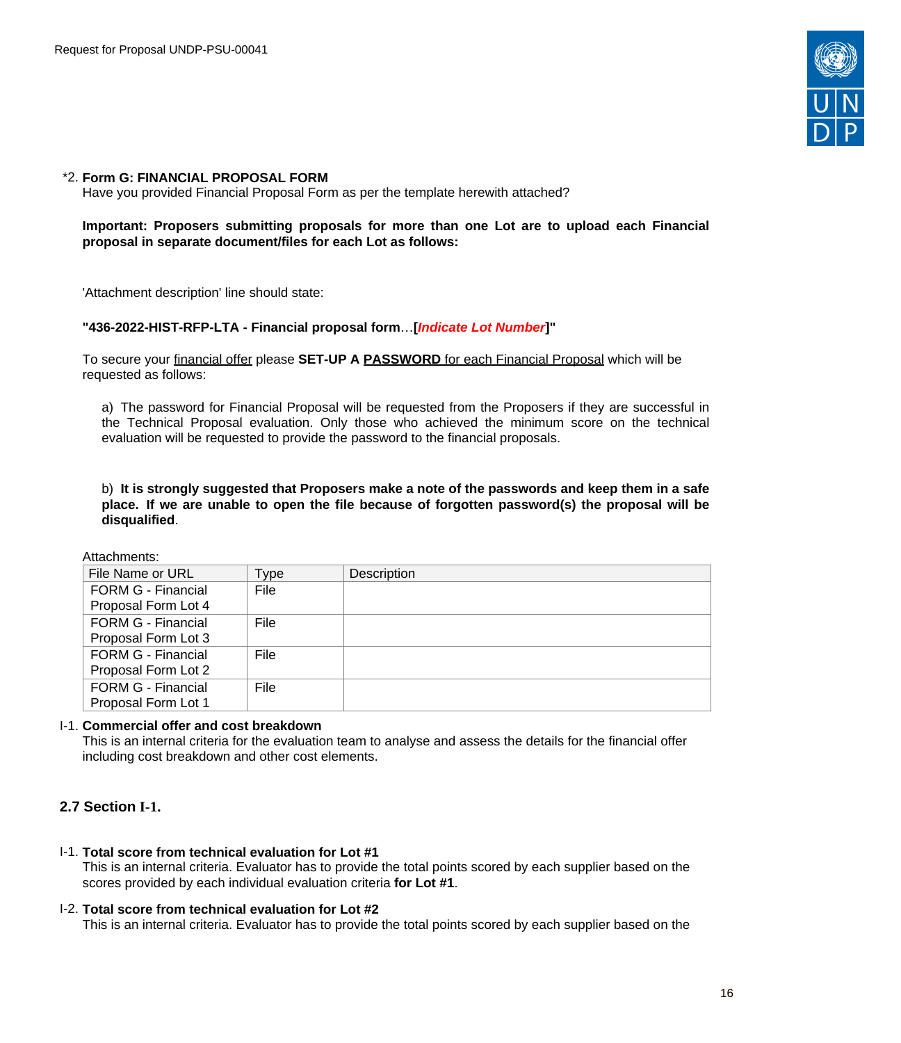*2. **Form G: FINANCIAL PROPOSAL FORM**
Have you provided Financial Proposal Form as per the template herewith attached?

**Important: Proposers submitting proposals for more than one Lot are to upload each Financial proposal in separate document/files for each Lot as follows:**

'Attachment description' line should state:

**"436-2022-HIST-RFP-LTA - Financial proposal form…[*Indicate Lot Number*]"**

To secure your financial offer please **SET-UP A PASSWORD for each Financial Proposal** which will be requested as follows:

a) The password for Financial Proposal will be requested from the Proposers if they are successful in the Technical Proposal evaluation. Only those who achieved the minimum score on the technical evaluation will be requested to provide the password to the financial proposals.

b) **It is strongly suggested that Proposers make a note of the passwords and keep them in a safe place. If we are unable to open the file because of forgotten password(s) the proposal will be disqualified**.

Attachments:

| File Name or URL | Type | Description |
|---|---|---|
| FORM G - Financial Proposal Form Lot 4 | File | |
| FORM G - Financial Proposal Form Lot 3 | File | |
| FORM G - Financial Proposal Form Lot 2 | File | |
| FORM G - Financial Proposal Form Lot 1 | File | |

I-1. **Commercial offer and cost breakdown**
This is an internal criteria for the evaluation team to analyse and assess the details for the financial offer including cost breakdown and other cost elements.

## 2.7 Section I-1.

I-1. **Total score from technical evaluation for Lot #1**
This is an internal criteria. Evaluator has to provide the total points scored by each supplier based on the scores provided by each individual evaluation criteria **for Lot #1**.

I-2. **Total score from technical evaluation for Lot #2**
This is an internal criteria. Evaluator has to provide the total points scored by each supplier based on the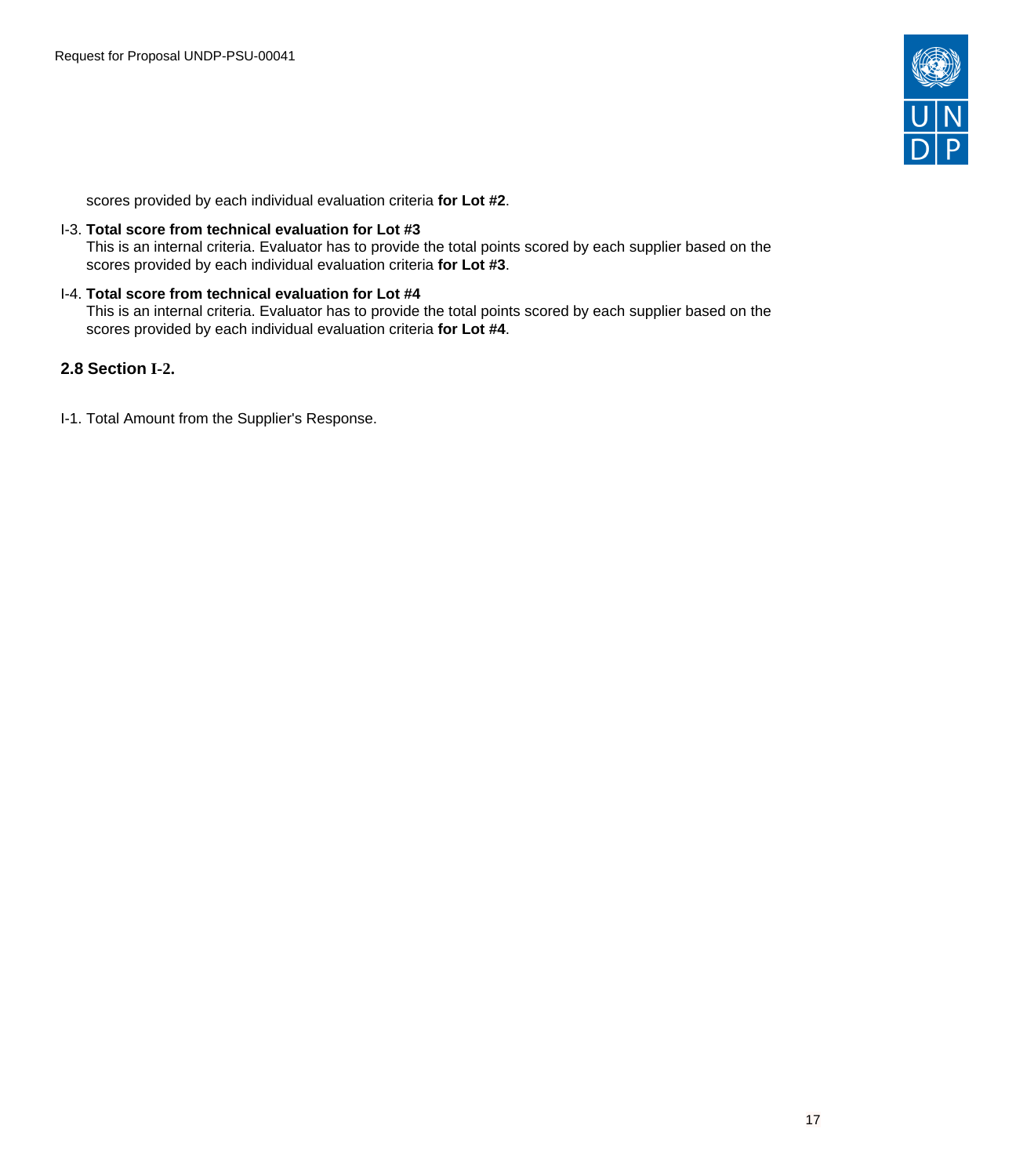scores provided by each individual evaluation criteria **for Lot #2**.

I-3. **Total score from technical evaluation for Lot #3**
This is an internal criteria. Evaluator has to provide the total points scored by each supplier based on the scores provided by each individual evaluation criteria **for Lot #3**.

I-4. **Total score from technical evaluation for Lot #4**
This is an internal criteria. Evaluator has to provide the total points scored by each supplier based on the scores provided by each individual evaluation criteria **for Lot #4**.

### 2.8 Section I-2.

I-1. Total Amount from the Supplier's Response.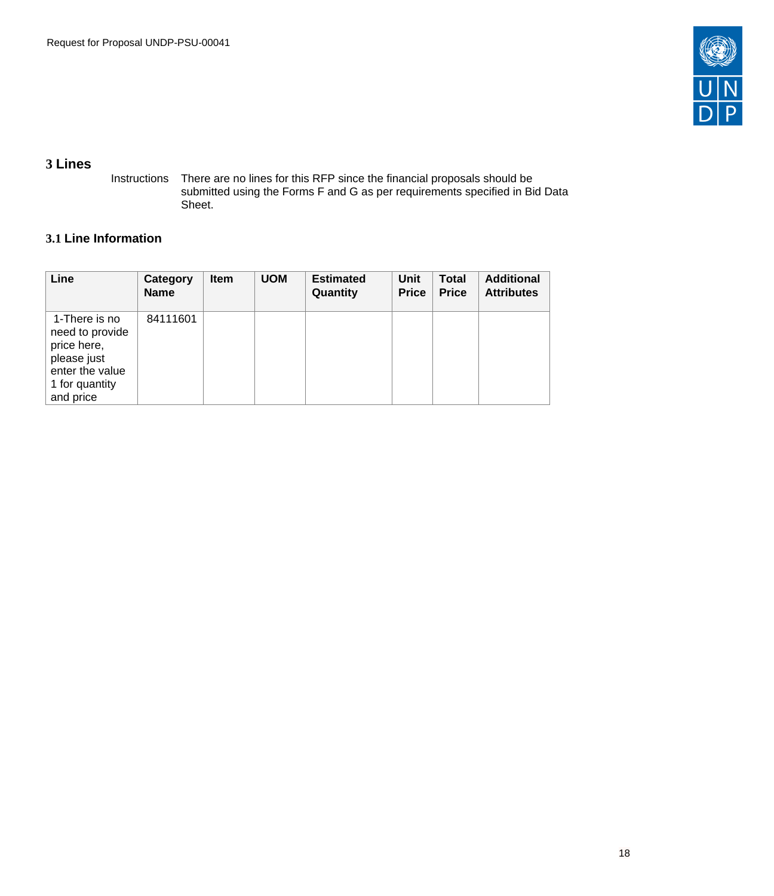# 3 Lines

Instructions There are no lines for this RFP since the financial proposals should be submitted using the Forms F and G as per requirements specified in Bid Data Sheet.

## 3.1 Line Information

| Line | Category Name | Item | UOM | Estimated Quantity | Unit Price | Total Price | Additional Attributes |
|---|---|---|---|---|---|---|---|
| 1-There is no need to provide price here, please just enter the value 1 for quantity and price | 84111601 | | | | | | |